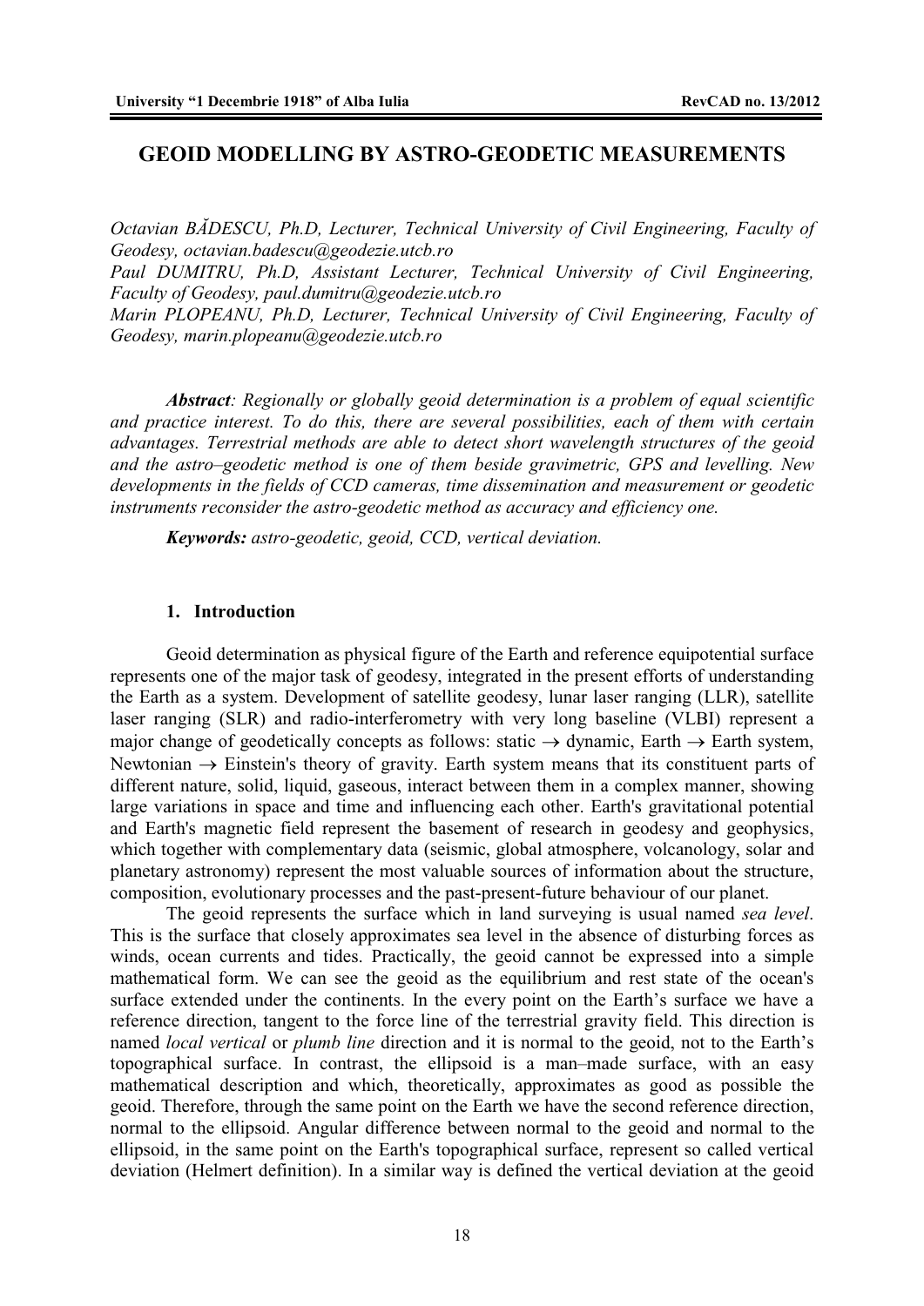# GEOID MODELLING BY ASTRO-GEODETIC MEASUREMENTS

*Octavian BĂDESCU, Ph.D, Lecturer, Technical University of Civil Engineering, Faculty of Geodesy, octavian.badescu@geodezie.utcb.ro*
*Paul DUMITRU, Ph.D, Assistant Lecturer, Technical University of Civil Engineering, Faculty of Geodesy, paul.dumitru@geodezie.utcb.ro*
*Marin PLOPEANU, Ph.D, Lecturer, Technical University of Civil Engineering, Faculty of Geodesy, marin.plopeanu@geodezie.utcb.ro*

***Abstract**: Regionally or globally geoid determination is a problem of equal scientific and practice interest. To do this, there are several possibilities, each of them with certain advantages. Terrestrial methods are able to detect short wavelength structures of the geoid and the astro–geodetic method is one of them beside gravimetric, GPS and levelling. New developments in the fields of CCD cameras, time dissemination and measurement or geodetic instruments reconsider the astro-geodetic method as accuracy and efficiency one.*

***Keywords:** astro-geodetic, geoid, CCD, vertical deviation.*

## 1. Introduction

Geoid determination as physical figure of the Earth and reference equipotential surface represents one of the major task of geodesy, integrated in the present efforts of understanding the Earth as a system. Development of satellite geodesy, lunar laser ranging (LLR), satellite laser ranging (SLR) and radio-interferometry with very long baseline (VLBI) represent a major change of geodetically concepts as follows: static $\rightarrow$ dynamic, Earth $\rightarrow$ Earth system, Newtonian $\rightarrow$ Einstein's theory of gravity. Earth system means that its constituent parts of different nature, solid, liquid, gaseous, interact between them in a complex manner, showing large variations in space and time and influencing each other. Earth's gravitational potential and Earth's magnetic field represent the basement of research in geodesy and geophysics, which together with complementary data (seismic, global atmosphere, volcanology, solar and planetary astronomy) represent the most valuable sources of information about the structure, composition, evolutionary processes and the past-present-future behaviour of our planet.

The geoid represents the surface which in land surveying is usual named *sea level*. This is the surface that closely approximates sea level in the absence of disturbing forces as winds, ocean currents and tides. Practically, the geoid cannot be expressed into a simple mathematical form. We can see the geoid as the equilibrium and rest state of the ocean's surface extended under the continents. In the every point on the Earth's surface we have a reference direction, tangent to the force line of the terrestrial gravity field. This direction is named *local vertical* or *plumb line* direction and it is normal to the geoid, not to the Earth's topographical surface. In contrast, the ellipsoid is a man–made surface, with an easy mathematical description and which, theoretically, approximates as good as possible the geoid. Therefore, through the same point on the Earth we have the second reference direction, normal to the ellipsoid. Angular difference between normal to the geoid and normal to the ellipsoid, in the same point on the Earth's topographical surface, represent so called vertical deviation (Helmert definition). In a similar way is defined the vertical deviation at the geoid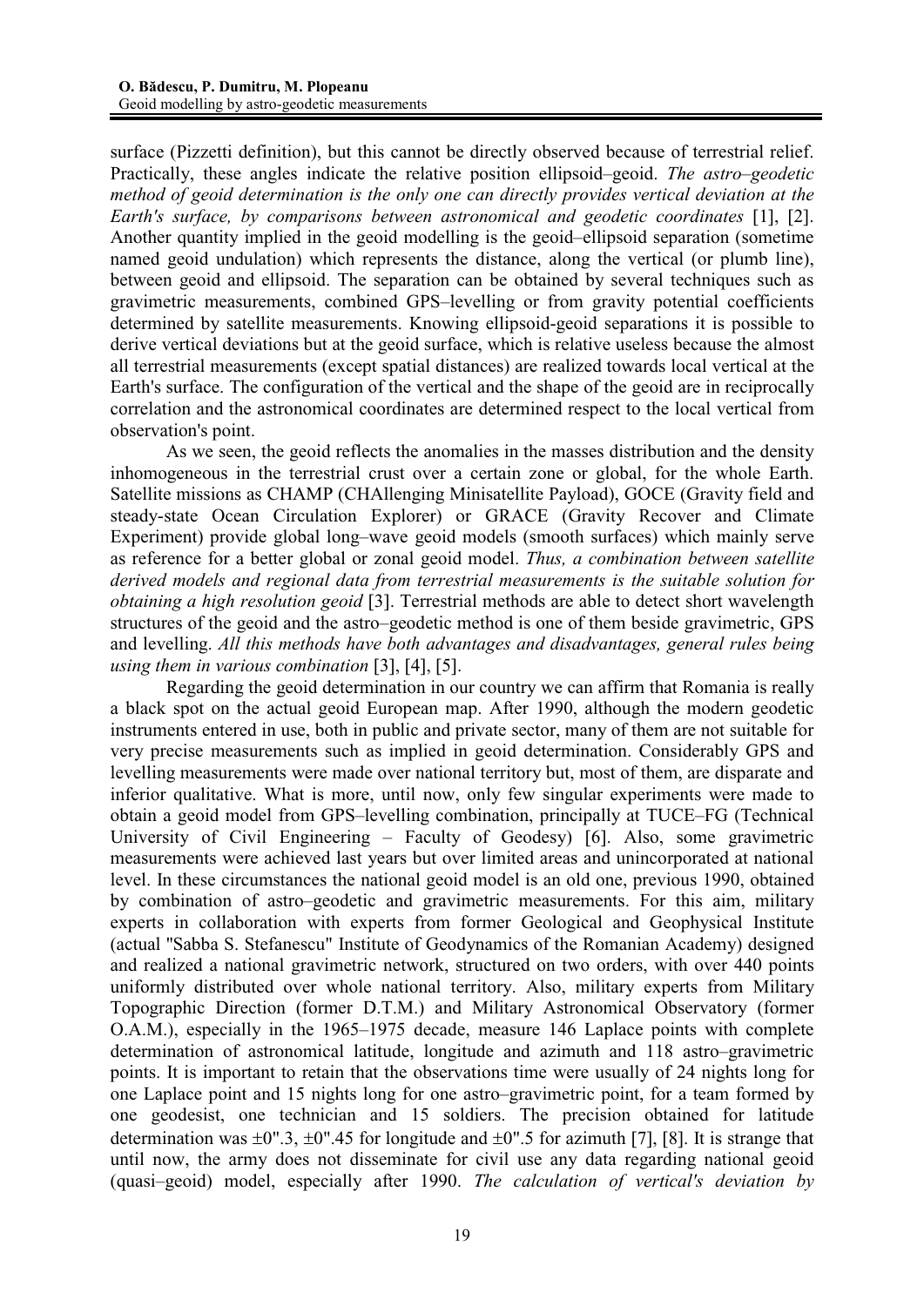surface (Pizzetti definition), but this cannot be directly observed because of terrestrial relief. Practically, these angles indicate the relative position ellipsoid–geoid. *The astro–geodetic method of geoid determination is the only one can directly provides vertical deviation at the Earth's surface, by comparisons between astronomical and geodetic coordinates* [1], [2]. Another quantity implied in the geoid modelling is the geoid–ellipsoid separation (sometime named geoid undulation) which represents the distance, along the vertical (or plumb line), between geoid and ellipsoid. The separation can be obtained by several techniques such as gravimetric measurements, combined GPS–levelling or from gravity potential coefficients determined by satellite measurements. Knowing ellipsoid-geoid separations it is possible to derive vertical deviations but at the geoid surface, which is relative useless because the almost all terrestrial measurements (except spatial distances) are realized towards local vertical at the Earth's surface. The configuration of the vertical and the shape of the geoid are in reciprocally correlation and the astronomical coordinates are determined respect to the local vertical from observation's point.

As we seen, the geoid reflects the anomalies in the masses distribution and the density inhomogeneous in the terrestrial crust over a certain zone or global, for the whole Earth. Satellite missions as CHAMP (CHAllenging Minisatellite Payload), GOCE (Gravity field and steady-state Ocean Circulation Explorer) or GRACE (Gravity Recover and Climate Experiment) provide global long–wave geoid models (smooth surfaces) which mainly serve as reference for a better global or zonal geoid model. *Thus, a combination between satellite derived models and regional data from terrestrial measurements is the suitable solution for obtaining a high resolution geoid* [3]. Terrestrial methods are able to detect short wavelength structures of the geoid and the astro–geodetic method is one of them beside gravimetric, GPS and levelling. *All this methods have both advantages and disadvantages, general rules being using them in various combination* [3], [4], [5].

Regarding the geoid determination in our country we can affirm that Romania is really a black spot on the actual geoid European map. After 1990, although the modern geodetic instruments entered in use, both in public and private sector, many of them are not suitable for very precise measurements such as implied in geoid determination. Considerably GPS and levelling measurements were made over national territory but, most of them, are disparate and inferior qualitative. What is more, until now, only few singular experiments were made to obtain a geoid model from GPS–levelling combination, principally at TUCE–FG (Technical University of Civil Engineering – Faculty of Geodesy) [6]. Also, some gravimetric measurements were achieved last years but over limited areas and unincorporated at national level. In these circumstances the national geoid model is an old one, previous 1990, obtained by combination of astro–geodetic and gravimetric measurements. For this aim, military experts in collaboration with experts from former Geological and Geophysical Institute (actual "Sabba S. Stefanescu" Institute of Geodynamics of the Romanian Academy) designed and realized a national gravimetric network, structured on two orders, with over 440 points uniformly distributed over whole national territory. Also, military experts from Military Topographic Direction (former D.T.M.) and Military Astronomical Observatory (former O.A.M.), especially in the 1965–1975 decade, measure 146 Laplace points with complete determination of astronomical latitude, longitude and azimuth and 118 astro–gravimetric points. It is important to retain that the observations time were usually of 24 nights long for one Laplace point and 15 nights long for one astro–gravimetric point, for a team formed by one geodesist, one technician and 15 soldiers. The precision obtained for latitude determination was ±0".3, ±0".45 for longitude and ±0".5 for azimuth [7], [8]. It is strange that until now, the army does not disseminate for civil use any data regarding national geoid (quasi–geoid) model, especially after 1990. *The calculation of vertical's deviation by*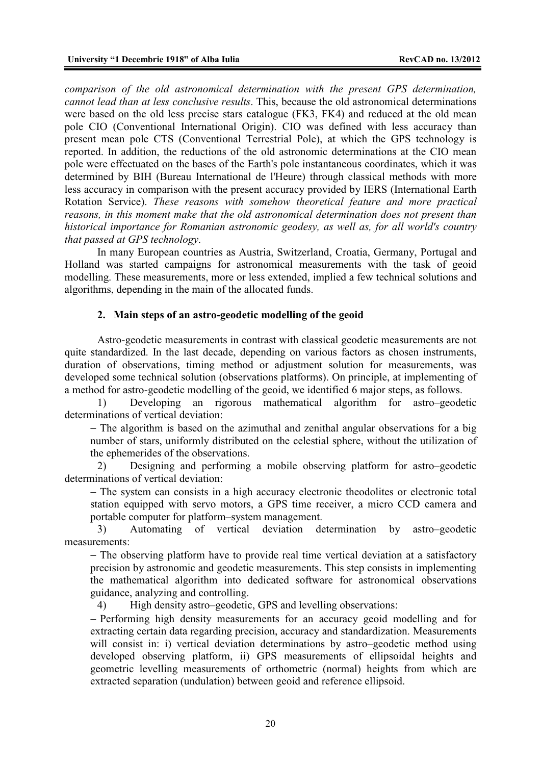*comparison of the old astronomical determination with the present GPS determination, cannot lead than at less conclusive results*. This, because the old astronomical determinations were based on the old less precise stars catalogue (FK3, FK4) and reduced at the old mean pole CIO (Conventional International Origin). CIO was defined with less accuracy than present mean pole CTS (Conventional Terrestrial Pole), at which the GPS technology is reported. In addition, the reductions of the old astronomic determinations at the CIO mean pole were effectuated on the bases of the Earth's pole instantaneous coordinates, which it was determined by BIH (Bureau International de l'Heure) through classical methods with more less accuracy in comparison with the present accuracy provided by IERS (International Earth Rotation Service). *These reasons with somehow theoretical feature and more practical reasons, in this moment make that the old astronomical determination does not present than historical importance for Romanian astronomic geodesy, as well as, for all world's country that passed at GPS technology*.

In many European countries as Austria, Switzerland, Croatia, Germany, Portugal and Holland was started campaigns for astronomical measurements with the task of geoid modelling. These measurements, more or less extended, implied a few technical solutions and algorithms, depending in the main of the allocated funds.

## 2. Main steps of an astro-geodetic modelling of the geoid

Astro-geodetic measurements in contrast with classical geodetic measurements are not quite standardized. In the last decade, depending on various factors as chosen instruments, duration of observations, timing method or adjustment solution for measurements, was developed some technical solution (observations platforms). On principle, at implementing of a method for astro-geodetic modelling of the geoid, we identified 6 major steps, as follows.

1) Developing an rigorous mathematical algorithm for astro–geodetic determinations of vertical deviation:

– The algorithm is based on the azimuthal and zenithal angular observations for a big number of stars, uniformly distributed on the celestial sphere, without the utilization of the ephemerides of the observations.

2) Designing and performing a mobile observing platform for astro–geodetic determinations of vertical deviation:

– The system can consists in a high accuracy electronic theodolites or electronic total station equipped with servo motors, a GPS time receiver, a micro CCD camera and portable computer for platform–system management.

3) Automating of vertical deviation determination by astro–geodetic measurements:

– The observing platform have to provide real time vertical deviation at a satisfactory precision by astronomic and geodetic measurements. This step consists in implementing the mathematical algorithm into dedicated software for astronomical observations guidance, analyzing and controlling.

4) High density astro–geodetic, GPS and levelling observations:

– Performing high density measurements for an accuracy geoid modelling and for extracting certain data regarding precision, accuracy and standardization. Measurements will consist in: i) vertical deviation determinations by astro–geodetic method using developed observing platform, ii) GPS measurements of ellipsoidal heights and geometric levelling measurements of orthometric (normal) heights from which are extracted separation (undulation) between geoid and reference ellipsoid.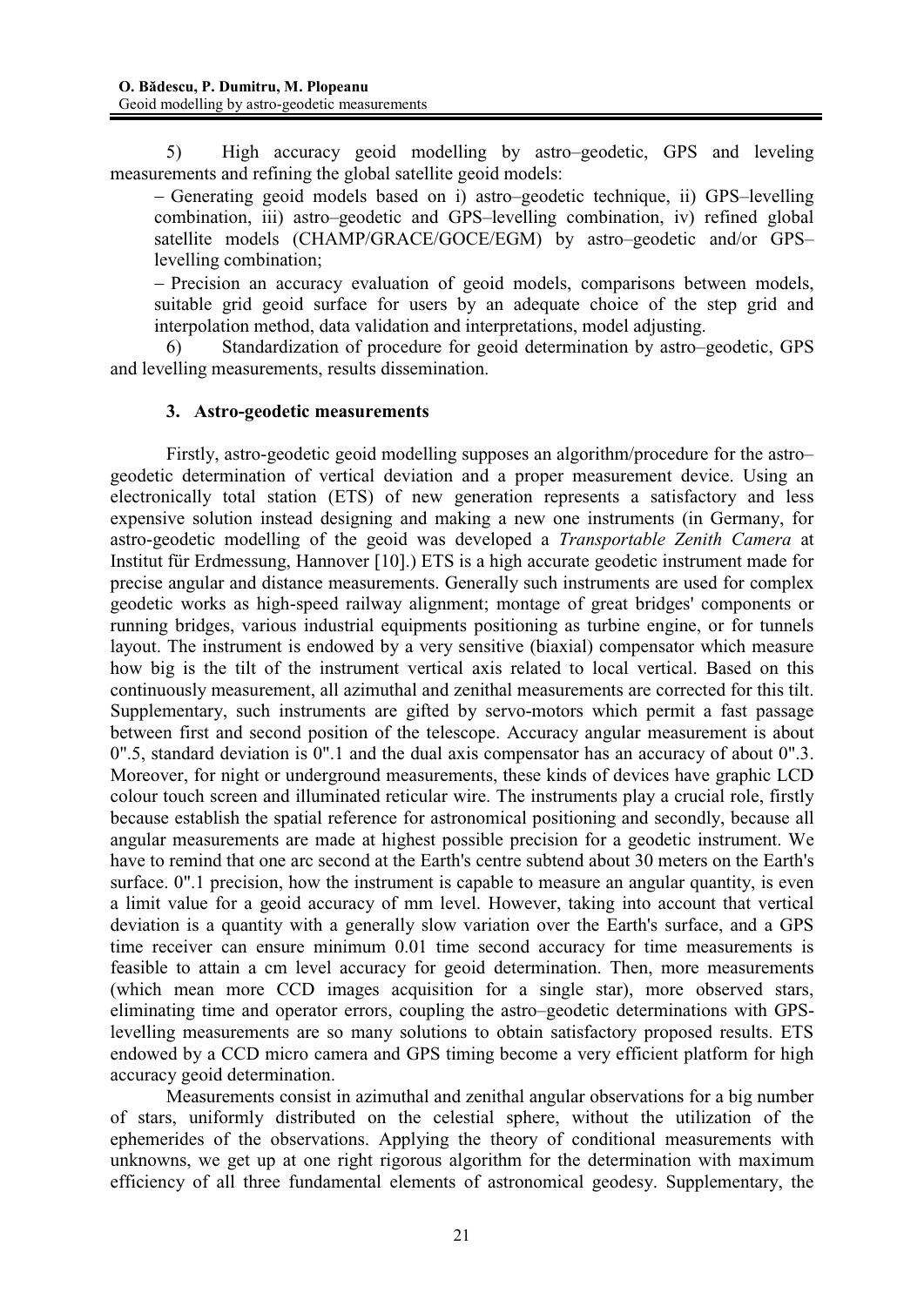5) High accuracy geoid modelling by astro–geodetic, GPS and leveling measurements and refining the global satellite geoid models:

– Generating geoid models based on i) astro–geodetic technique, ii) GPS–levelling combination, iii) astro–geodetic and GPS–levelling combination, iv) refined global satellite models (CHAMP/GRACE/GOCE/EGM) by astro–geodetic and/or GPS–levelling combination;

– Precision an accuracy evaluation of geoid models, comparisons between models, suitable grid geoid surface for users by an adequate choice of the step grid and interpolation method, data validation and interpretations, model adjusting.

6) Standardization of procedure for geoid determination by astro–geodetic, GPS and levelling measurements, results dissemination.

## 3. Astro-geodetic measurements

Firstly, astro-geodetic geoid modelling supposes an algorithm/procedure for the astro–geodetic determination of vertical deviation and a proper measurement device. Using an electronically total station (ETS) of new generation represents a satisfactory and less expensive solution instead designing and making a new one instruments (in Germany, for astro-geodetic modelling of the geoid was developed a *Transportable Zenith Camera* at Institut für Erdmessung, Hannover [10].) ETS is a high accurate geodetic instrument made for precise angular and distance measurements. Generally such instruments are used for complex geodetic works as high-speed railway alignment; montage of great bridges' components or running bridges, various industrial equipments positioning as turbine engine, or for tunnels layout. The instrument is endowed by a very sensitive (biaxial) compensator which measure how big is the tilt of the instrument vertical axis related to local vertical. Based on this continuously measurement, all azimuthal and zenithal measurements are corrected for this tilt. Supplementary, such instruments are gifted by servo-motors which permit a fast passage between first and second position of the telescope. Accuracy angular measurement is about 0".5, standard deviation is 0".1 and the dual axis compensator has an accuracy of about 0".3. Moreover, for night or underground measurements, these kinds of devices have graphic LCD colour touch screen and illuminated reticular wire. The instruments play a crucial role, firstly because establish the spatial reference for astronomical positioning and secondly, because all angular measurements are made at highest possible precision for a geodetic instrument. We have to remind that one arc second at the Earth's centre subtend about 30 meters on the Earth's surface. 0".1 precision, how the instrument is capable to measure an angular quantity, is even a limit value for a geoid accuracy of mm level. However, taking into account that vertical deviation is a quantity with a generally slow variation over the Earth's surface, and a GPS time receiver can ensure minimum 0.01 time second accuracy for time measurements is feasible to attain a cm level accuracy for geoid determination. Then, more measurements (which mean more CCD images acquisition for a single star), more observed stars, eliminating time and operator errors, coupling the astro–geodetic determinations with GPS-levelling measurements are so many solutions to obtain satisfactory proposed results. ETS endowed by a CCD micro camera and GPS timing become a very efficient platform for high accuracy geoid determination.

Measurements consist in azimuthal and zenithal angular observations for a big number of stars, uniformly distributed on the celestial sphere, without the utilization of the ephemerides of the observations. Applying the theory of conditional measurements with unknowns, we get up at one right rigorous algorithm for the determination with maximum efficiency of all three fundamental elements of astronomical geodesy. Supplementary, the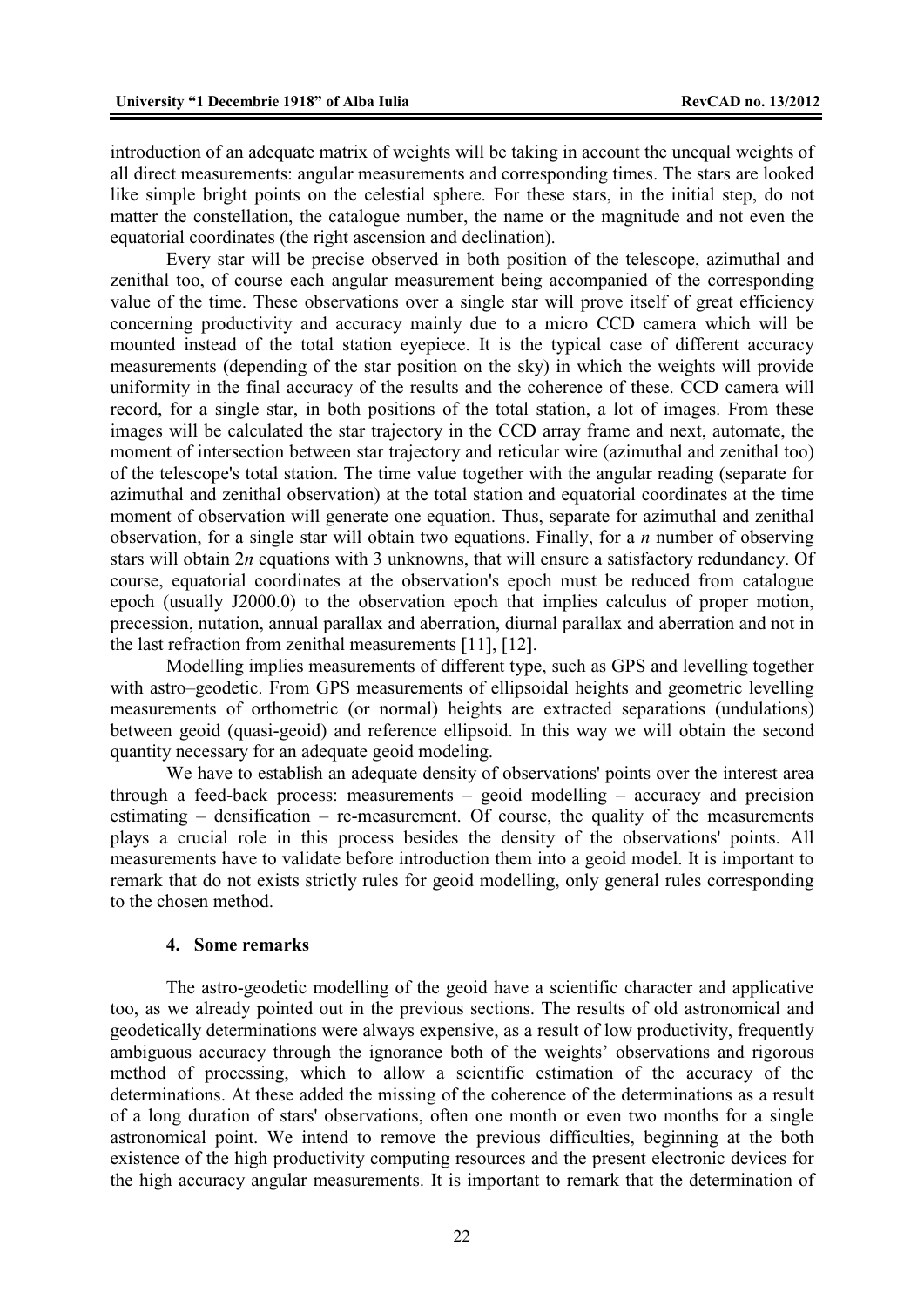introduction of an adequate matrix of weights will be taking in account the unequal weights of all direct measurements: angular measurements and corresponding times. The stars are looked like simple bright points on the celestial sphere. For these stars, in the initial step, do not matter the constellation, the catalogue number, the name or the magnitude and not even the equatorial coordinates (the right ascension and declination).

Every star will be precise observed in both position of the telescope, azimuthal and zenithal too, of course each angular measurement being accompanied of the corresponding value of the time. These observations over a single star will prove itself of great efficiency concerning productivity and accuracy mainly due to a micro CCD camera which will be mounted instead of the total station eyepiece. It is the typical case of different accuracy measurements (depending of the star position on the sky) in which the weights will provide uniformity in the final accuracy of the results and the coherence of these. CCD camera will record, for a single star, in both positions of the total station, a lot of images. From these images will be calculated the star trajectory in the CCD array frame and next, automate, the moment of intersection between star trajectory and reticular wire (azimuthal and zenithal too) of the telescope's total station. The time value together with the angular reading (separate for azimuthal and zenithal observation) at the total station and equatorial coordinates at the time moment of observation will generate one equation. Thus, separate for azimuthal and zenithal observation, for a single star will obtain two equations. Finally, for a *n* number of observing stars will obtain 2*n* equations with 3 unknowns, that will ensure a satisfactory redundancy. Of course, equatorial coordinates at the observation's epoch must be reduced from catalogue epoch (usually J2000.0) to the observation epoch that implies calculus of proper motion, precession, nutation, annual parallax and aberration, diurnal parallax and aberration and not in the last refraction from zenithal measurements [11], [12].

Modelling implies measurements of different type, such as GPS and levelling together with astro–geodetic. From GPS measurements of ellipsoidal heights and geometric levelling measurements of orthometric (or normal) heights are extracted separations (undulations) between geoid (quasi-geoid) and reference ellipsoid. In this way we will obtain the second quantity necessary for an adequate geoid modeling.

We have to establish an adequate density of observations' points over the interest area through a feed-back process: measurements – geoid modelling – accuracy and precision estimating – densification – re-measurement. Of course, the quality of the measurements plays a crucial role in this process besides the density of the observations' points. All measurements have to validate before introduction them into a geoid model. It is important to remark that do not exists strictly rules for geoid modelling, only general rules corresponding to the chosen method.

## 4. Some remarks

The astro-geodetic modelling of the geoid have a scientific character and applicative too, as we already pointed out in the previous sections. The results of old astronomical and geodetically determinations were always expensive, as a result of low productivity, frequently ambiguous accuracy through the ignorance both of the weights' observations and rigorous method of processing, which to allow a scientific estimation of the accuracy of the determinations. At these added the missing of the coherence of the determinations as a result of a long duration of stars' observations, often one month or even two months for a single astronomical point. We intend to remove the previous difficulties, beginning at the both existence of the high productivity computing resources and the present electronic devices for the high accuracy angular measurements. It is important to remark that the determination of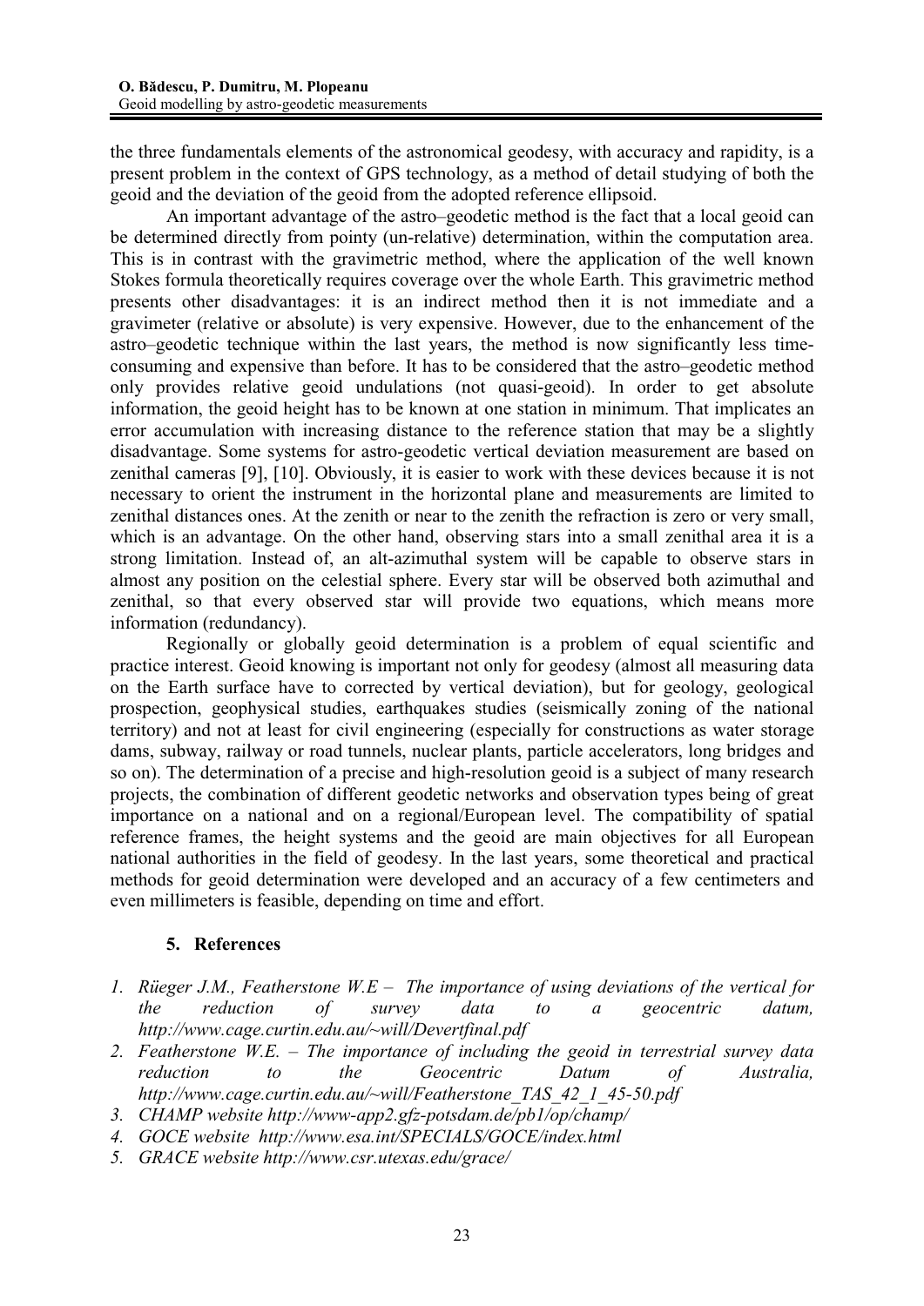the three fundamentals elements of the astronomical geodesy, with accuracy and rapidity, is a present problem in the context of GPS technology, as a method of detail studying of both the geoid and the deviation of the geoid from the adopted reference ellipsoid.

An important advantage of the astro–geodetic method is the fact that a local geoid can be determined directly from pointy (un-relative) determination, within the computation area. This is in contrast with the gravimetric method, where the application of the well known Stokes formula theoretically requires coverage over the whole Earth. This gravimetric method presents other disadvantages: it is an indirect method then it is not immediate and a gravimeter (relative or absolute) is very expensive. However, due to the enhancement of the astro–geodetic technique within the last years, the method is now significantly less time-consuming and expensive than before. It has to be considered that the astro–geodetic method only provides relative geoid undulations (not quasi-geoid). In order to get absolute information, the geoid height has to be known at one station in minimum. That implicates an error accumulation with increasing distance to the reference station that may be a slightly disadvantage. Some systems for astro-geodetic vertical deviation measurement are based on zenithal cameras [9], [10]. Obviously, it is easier to work with these devices because it is not necessary to orient the instrument in the horizontal plane and measurements are limited to zenithal distances ones. At the zenith or near to the zenith the refraction is zero or very small, which is an advantage. On the other hand, observing stars into a small zenithal area it is a strong limitation. Instead of, an alt-azimuthal system will be capable to observe stars in almost any position on the celestial sphere. Every star will be observed both azimuthal and zenithal, so that every observed star will provide two equations, which means more information (redundancy).

Regionally or globally geoid determination is a problem of equal scientific and practice interest. Geoid knowing is important not only for geodesy (almost all measuring data on the Earth surface have to corrected by vertical deviation), but for geology, geological prospection, geophysical studies, earthquakes studies (seismically zoning of the national territory) and not at least for civil engineering (especially for constructions as water storage dams, subway, railway or road tunnels, nuclear plants, particle accelerators, long bridges and so on). The determination of a precise and high-resolution geoid is a subject of many research projects, the combination of different geodetic networks and observation types being of great importance on a national and on a regional/European level. The compatibility of spatial reference frames, the height systems and the geoid are main objectives for all European national authorities in the field of geodesy. In the last years, some theoretical and practical methods for geoid determination were developed and an accuracy of a few centimeters and even millimeters is feasible, depending on time and effort.

## 5. References

1. *Rüeger J.M., Featherstone W.E – The importance of using deviations of the vertical for the reduction of survey data to a geocentric datum, http://www.cage.curtin.edu.au/~will/Devertfinal.pdf*
2. *Featherstone W.E. – The importance of including the geoid in terrestrial survey data reduction to the Geocentric Datum of Australia, http://www.cage.curtin.edu.au/~will/Featherstone_TAS_42_1_45-50.pdf*
3. *CHAMP website http://www-app2.gfz-potsdam.de/pb1/op/champ/*
4. *GOCE website http://www.esa.int/SPECIALS/GOCE/index.html*
5. *GRACE website http://www.csr.utexas.edu/grace/*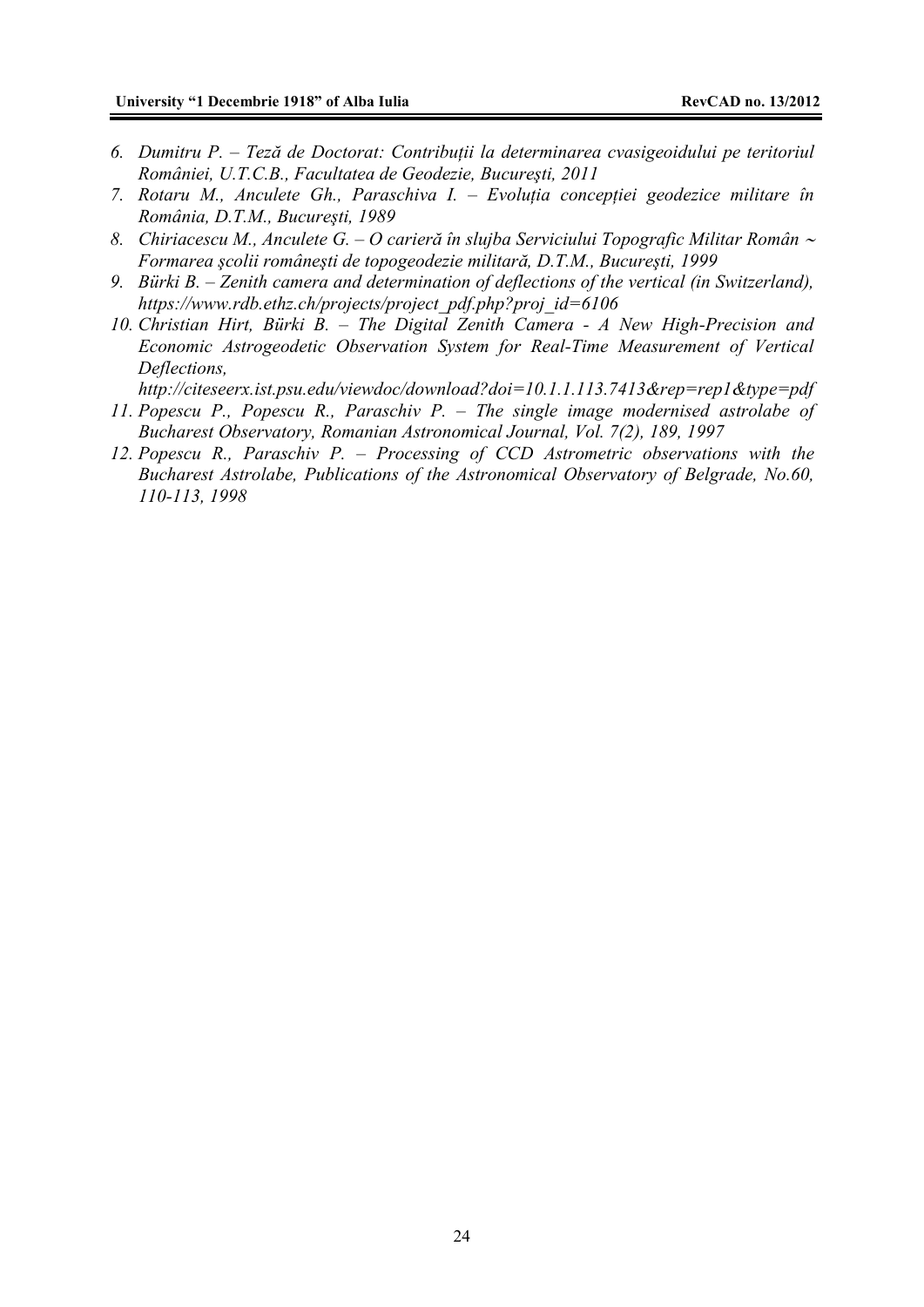6. *Dumitru P. – Teză de Doctorat: Contribuții la determinarea cvasigeoidului pe teritoriul României, U.T.C.B., Facultatea de Geodezie, București, 2011*
7. *Rotaru M., Anculete Gh., Paraschiva I. – Evoluția concepției geodezice militare în România, D.T.M., București, 1989*
8. *Chiriacescu M., Anculete G. – O carieră în slujba Serviciului Topografic Militar Român ~ Formarea şcolii româneşti de topogeodezie militară, D.T.M., Bucureşti, 1999*
9. *Bürki B. – Zenith camera and determination of deflections of the vertical (in Switzerland), https://www.rdb.ethz.ch/projects/project_pdf.php?proj_id=6106*
10. *Christian Hirt, Bürki B. – The Digital Zenith Camera - A New High-Precision and Economic Astrogeodetic Observation System for Real-Time Measurement of Vertical Deflections, http://citeseerx.ist.psu.edu/viewdoc/download?doi=10.1.1.113.7413&rep=rep1&type=pdf*
11. *Popescu P., Popescu R., Paraschiv P. – The single image modernised astrolabe of Bucharest Observatory, Romanian Astronomical Journal, Vol. 7(2), 189, 1997*
12. *Popescu R., Paraschiv P. – Processing of CCD Astrometric observations with the Bucharest Astrolabe, Publications of the Astronomical Observatory of Belgrade, No.60, 110-113, 1998*